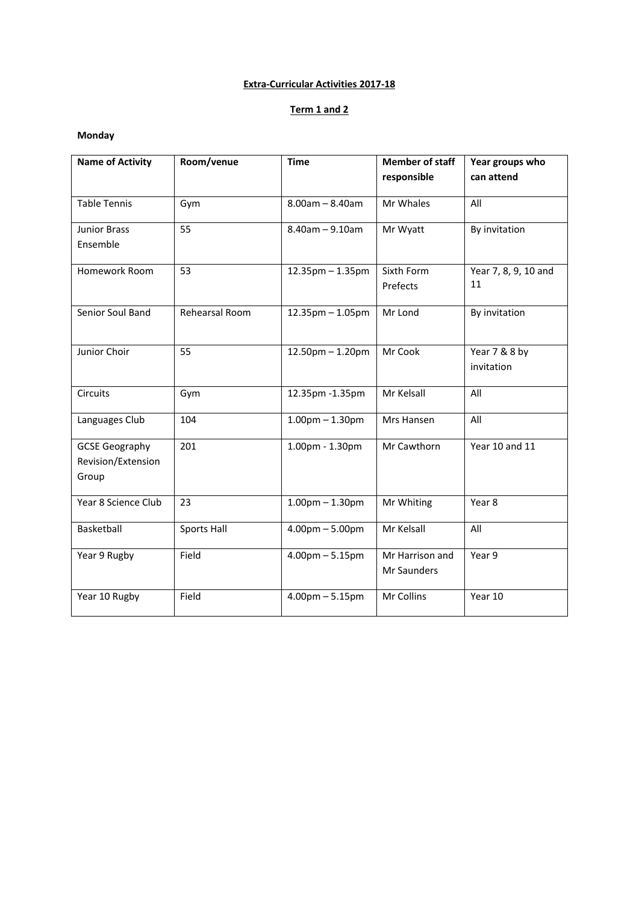# Extra-Curricular Activities 2017-18

## Term 1 and 2

### Monday

| Name of Activity | Room/venue | Time | Member of staff responsible | Year groups who can attend |
|---|---|---|---|---|
| Table Tennis | Gym | 8.00am – 8.40am | Mr Whales | All |
| Junior Brass Ensemble | 55 | 8.40am – 9.10am | Mr Wyatt | By invitation |
| Homework Room | 53 | 12.35pm – 1.35pm | Sixth Form Prefects | Year 7, 8, 9, 10 and 11 |
| Senior Soul Band | Rehearsal Room | 12.35pm – 1.05pm | Mr Lond | By invitation |
| Junior Choir | 55 | 12.50pm – 1.20pm | Mr Cook | Year 7 & 8 by invitation |
| Circuits | Gym | 12.35pm -1.35pm | Mr Kelsall | All |
| Languages Club | 104 | 1.00pm – 1.30pm | Mrs Hansen | All |
| GCSE Geography Revision/Extension Group | 201 | 1.00pm - 1.30pm | Mr Cawthorn | Year 10 and 11 |
| Year 8 Science Club | 23 | 1.00pm – 1.30pm | Mr Whiting | Year 8 |
| Basketball | Sports Hall | 4.00pm – 5.00pm | Mr Kelsall | All |
| Year 9 Rugby | Field | 4.00pm – 5.15pm | Mr Harrison and Mr Saunders | Year 9 |
| Year 10 Rugby | Field | 4.00pm – 5.15pm | Mr Collins | Year 10 |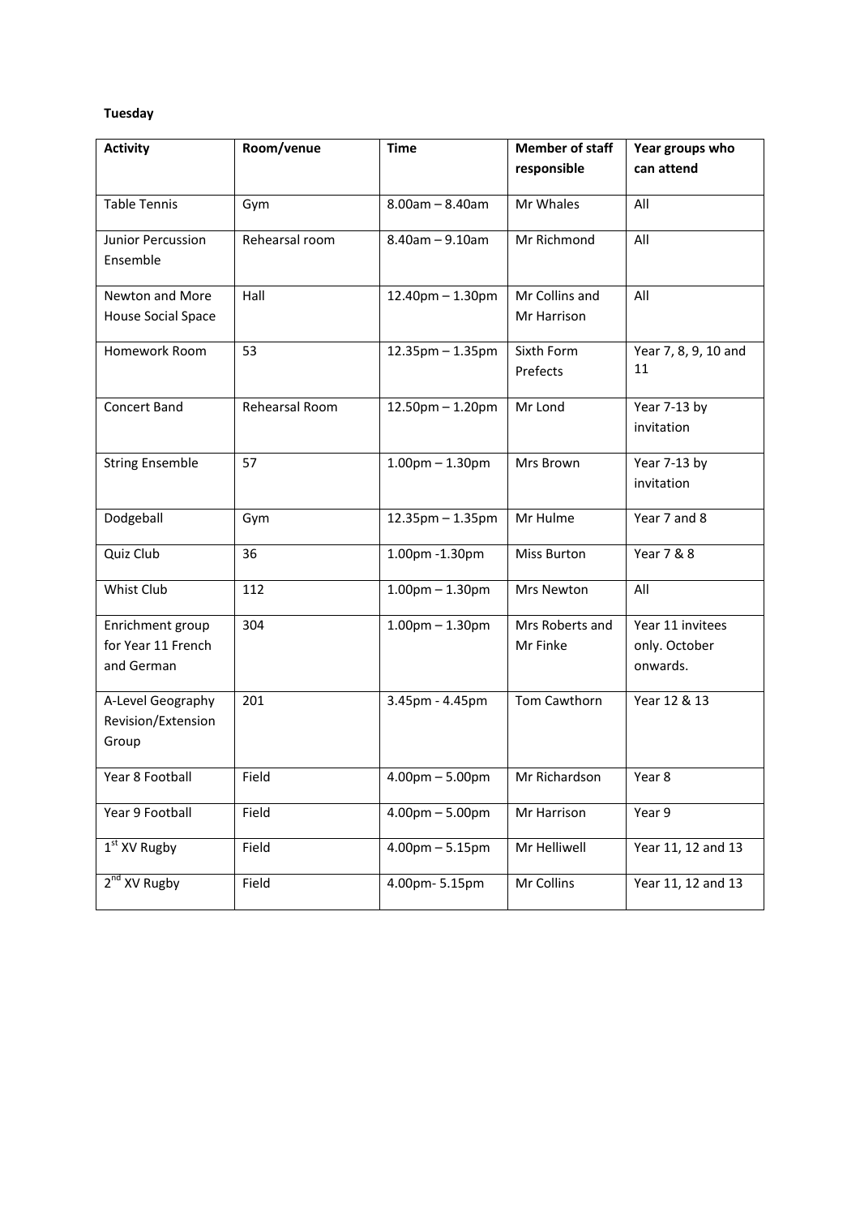**Tuesday**

| Activity | Room/venue | Time | Member of staff responsible | Year groups who can attend |
|---|---|---|---|---|
| Table Tennis | Gym | 8.00am – 8.40am | Mr Whales | All |
| Junior Percussion Ensemble | Rehearsal room | 8.40am – 9.10am | Mr Richmond | All |
| Newton and More House Social Space | Hall | 12.40pm – 1.30pm | Mr Collins and Mr Harrison | All |
| Homework Room | 53 | 12.35pm – 1.35pm | Sixth Form Prefects | Year 7, 8, 9, 10 and 11 |
| Concert Band | Rehearsal Room | 12.50pm – 1.20pm | Mr Lond | Year 7-13 by invitation |
| String Ensemble | 57 | 1.00pm – 1.30pm | Mrs Brown | Year 7-13 by invitation |
| Dodgeball | Gym | 12.35pm – 1.35pm | Mr Hulme | Year 7 and 8 |
| Quiz Club | 36 | 1.00pm -1.30pm | Miss Burton | Year 7 & 8 |
| Whist Club | 112 | 1.00pm – 1.30pm | Mrs Newton | All |
| Enrichment group for Year 11 French and German | 304 | 1.00pm – 1.30pm | Mrs Roberts and Mr Finke | Year 11 invitees only. October onwards. |
| A-Level Geography Revision/Extension Group | 201 | 3.45pm - 4.45pm | Tom Cawthorn | Year 12 & 13 |
| Year 8 Football | Field | 4.00pm – 5.00pm | Mr Richardson | Year 8 |
| Year 9 Football | Field | 4.00pm – 5.00pm | Mr Harrison | Year 9 |
| 1st XV Rugby | Field | 4.00pm – 5.15pm | Mr Helliwell | Year 11, 12 and 13 |
| 2nd XV Rugby | Field | 4.00pm- 5.15pm | Mr Collins | Year 11, 12 and 13 |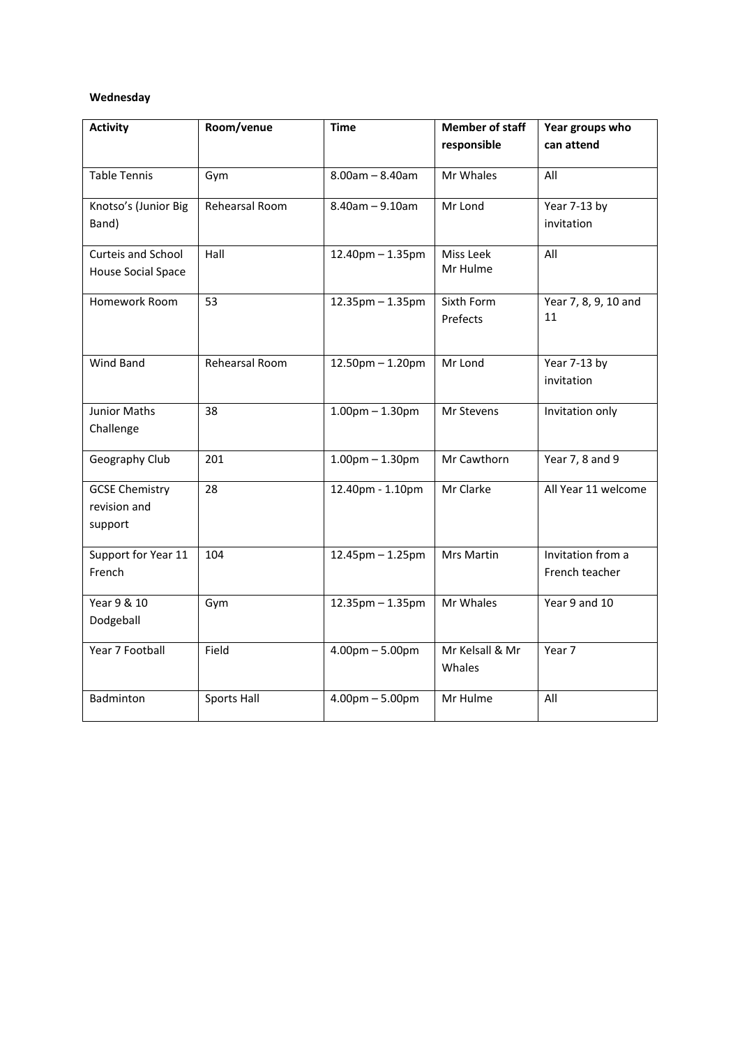**Wednesday**

| Activity | Room/venue | Time | Member of staff responsible | Year groups who can attend |
|---|---|---|---|---|
| Table Tennis | Gym | 8.00am – 8.40am | Mr Whales | All |
| Knotso's (Junior Big Band) | Rehearsal Room | 8.40am – 9.10am | Mr Lond | Year 7-13 by invitation |
| Curteis and School House Social Space | Hall | 12.40pm – 1.35pm | Miss Leek Mr Hulme | All |
| Homework Room | 53 | 12.35pm – 1.35pm | Sixth Form Prefects | Year 7, 8, 9, 10 and 11 |
| Wind Band | Rehearsal Room | 12.50pm – 1.20pm | Mr Lond | Year 7-13 by invitation |
| Junior Maths Challenge | 38 | 1.00pm – 1.30pm | Mr Stevens | Invitation only |
| Geography Club | 201 | 1.00pm – 1.30pm | Mr Cawthorn | Year 7, 8 and 9 |
| GCSE Chemistry revision and support | 28 | 12.40pm - 1.10pm | Mr Clarke | All Year 11 welcome |
| Support for Year 11 French | 104 | 12.45pm – 1.25pm | Mrs Martin | Invitation from a French teacher |
| Year 9 & 10 Dodgeball | Gym | 12.35pm – 1.35pm | Mr Whales | Year 9 and 10 |
| Year 7 Football | Field | 4.00pm – 5.00pm | Mr Kelsall & Mr Whales | Year 7 |
| Badminton | Sports Hall | 4.00pm – 5.00pm | Mr Hulme | All |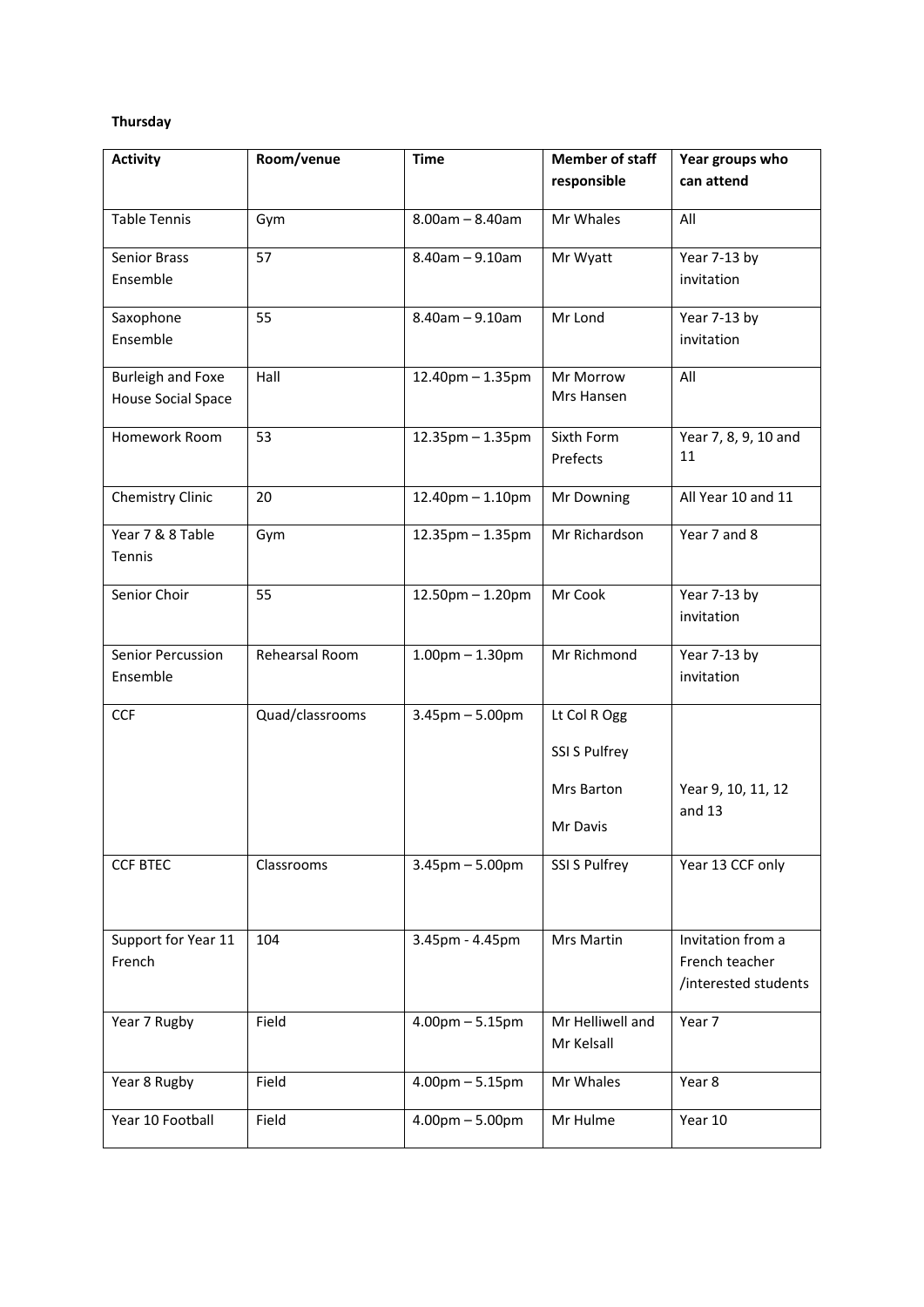**Thursday**

| Activity | Room/venue | Time | Member of staff responsible | Year groups who can attend |
|---|---|---|---|---|
| Table Tennis | Gym | 8.00am – 8.40am | Mr Whales | All |
| Senior Brass Ensemble | 57 | 8.40am – 9.10am | Mr Wyatt | Year 7-13 by invitation |
| Saxophone Ensemble | 55 | 8.40am – 9.10am | Mr Lond | Year 7-13 by invitation |
| Burleigh and Foxe House Social Space | Hall | 12.40pm – 1.35pm | Mr Morrow Mrs Hansen | All |
| Homework Room | 53 | 12.35pm – 1.35pm | Sixth Form Prefects | Year 7, 8, 9, 10 and 11 |
| Chemistry Clinic | 20 | 12.40pm – 1.10pm | Mr Downing | All Year 10 and 11 |
| Year 7 & 8 Table Tennis | Gym | 12.35pm – 1.35pm | Mr Richardson | Year 7 and 8 |
| Senior Choir | 55 | 12.50pm – 1.20pm | Mr Cook | Year 7-13 by invitation |
| Senior Percussion Ensemble | Rehearsal Room | 1.00pm – 1.30pm | Mr Richmond | Year 7-13 by invitation |
| CCF | Quad/classrooms | 3.45pm – 5.00pm | Lt Col R Ogg<br>SSI S Pulfrey<br>Mrs Barton<br>Mr Davis | Year 9, 10, 11, 12 and 13 |
| CCF BTEC | Classrooms | 3.45pm – 5.00pm | SSI S Pulfrey | Year 13 CCF only |
| Support for Year 11 French | 104 | 3.45pm - 4.45pm | Mrs Martin | Invitation from a French teacher /interested students |
| Year 7 Rugby | Field | 4.00pm – 5.15pm | Mr Helliwell and Mr Kelsall | Year 7 |
| Year 8 Rugby | Field | 4.00pm – 5.15pm | Mr Whales | Year 8 |
| Year 10 Football | Field | 4.00pm – 5.00pm | Mr Hulme | Year 10 |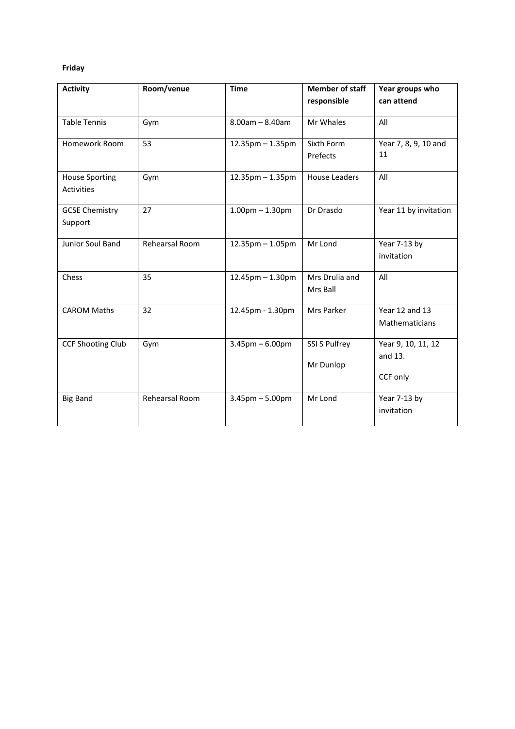**Friday**

| Activity | Room/venue | Time | Member of staff responsible | Year groups who can attend |
|---|---|---|---|---|
| Table Tennis | Gym | 8.00am – 8.40am | Mr Whales | All |
| Homework Room | 53 | 12.35pm – 1.35pm | Sixth Form Prefects | Year 7, 8, 9, 10 and 11 |
| House Sporting Activities | Gym | 12.35pm – 1.35pm | House Leaders | All |
| GCSE Chemistry Support | 27 | 1.00pm – 1.30pm | Dr Drasdo | Year 11 by invitation |
| Junior Soul Band | Rehearsal Room | 12.35pm – 1.05pm | Mr Lond | Year 7-13 by invitation |
| Chess | 35 | 12.45pm – 1.30pm | Mrs Drulia and Mrs Ball | All |
| CAROM Maths | 32 | 12.45pm - 1.30pm | Mrs Parker | Year 12 and 13 Mathematicians |
| CCF Shooting Club | Gym | 3.45pm – 6.00pm | SSI S Pulfrey<br>Mr Dunlop | Year 9, 10, 11, 12 and 13.<br>CCF only |
| Big Band | Rehearsal Room | 3.45pm – 5.00pm | Mr Lond | Year 7-13 by invitation |